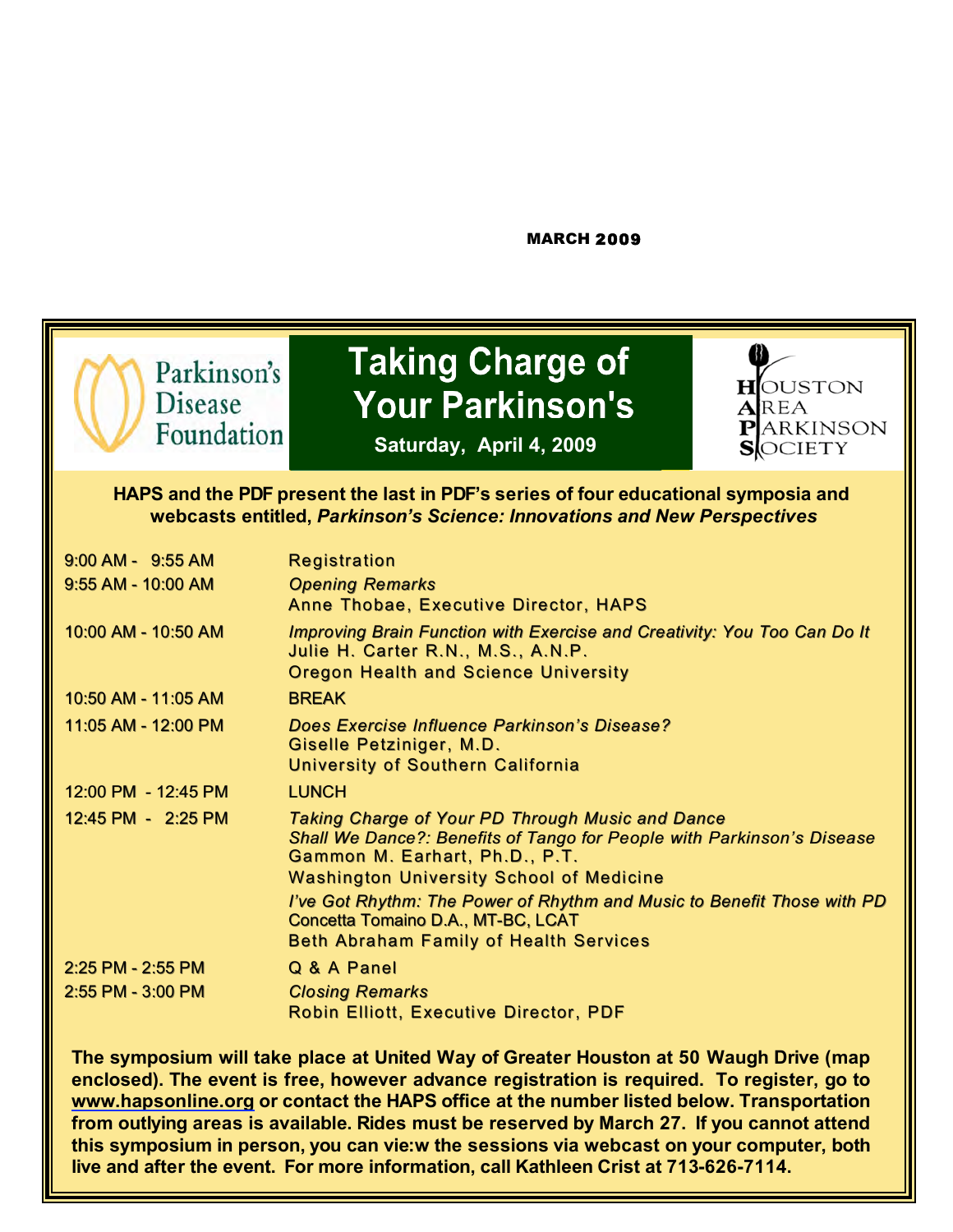MARCH 2009

Parkinson's Disease Foundation

# Taking Charge of Your Parkinson's

**Saturday, April 4, 2009**

HOUSTON AREA PARKINSON SOCIETY

**HAPS and the PDF present the last in PDF's series of four educational symposia and webcasts entitled, *Parkinson's Science: Innovations and New Perspectives***

| | |
|---|---|
| 9:00 AM - 9:55 AM | Registration |
| 9:55 AM - 10:00 AM | *Opening Remarks*<br>Anne Thobae, Executive Director, HAPS |
| 10:00 AM - 10:50 AM | *Improving Brain Function with Exercise and Creativity: You Too Can Do It*<br>Julie H. Carter R.N., M.S., A.N.P.<br>Oregon Health and Science University |
| 10:50 AM - 11:05 AM | BREAK |
| 11:05 AM - 12:00 PM | *Does Exercise Influence Parkinson's Disease?*<br>Giselle Petzinger, M.D.<br>University of Southern California |
| 12:00 PM - 12:45 PM | LUNCH |
| 12:45 PM - 2:25 PM | *Taking Charge of Your PD Through Music and Dance*<br>*Shall We Dance?: Benefits of Tango for People with Parkinson's Disease*<br>Gammon M. Earhart, Ph.D., P.T.<br>Washington University School of Medicine<br>*I've Got Rhythm: The Power of Rhythm and Music to Benefit Those with PD*<br>Concetta Tomaino D.A., MT-BC, LCAT<br>Beth Abraham Family of Health Services |
| 2:25 PM - 2:55 PM | Q & A Panel |
| 2:55 PM - 3:00 PM | *Closing Remarks*<br>Robin Elliott, Executive Director, PDF |

**The symposium will take place at United Way of Greater Houston at 50 Waugh Drive (map enclosed). The event is free, however advance registration is required. To register, go to www.hapsonline.org or contact the HAPS office at the number listed below. Transportation from outlying areas is available. Rides must be reserved by March 27. If you cannot attend this symposium in person, you can vie:w the sessions via webcast on your computer, both live and after the event. For more information, call Kathleen Crist at 713-626-7114.**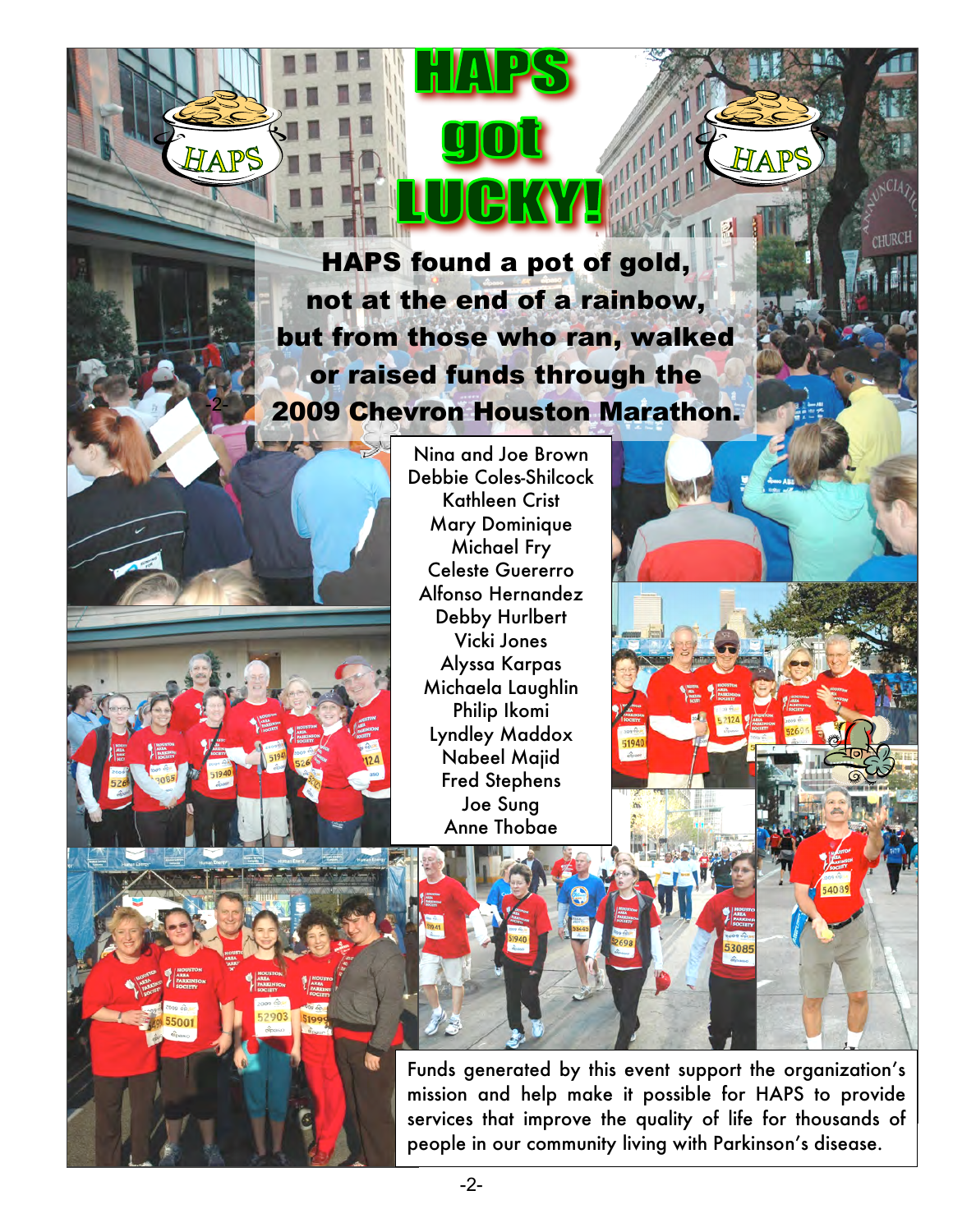# HAPS got LUCKY!

**HAPS found a pot of gold, not at the end of a rainbow, but from those who ran, walked or raised funds through the 2009 Chevron Houston Marathon.**

Nina and Joe Brown
Debbie Coles-Shilcock
Kathleen Crist
Mary Dominique
Michael Fry
Celeste Guererro
Alfonso Hernandez
Debby Hurlbert
Vicki Jones
Alyssa Karpas
Michaela Laughlin
Philip Ikomi
Lyndley Maddox
Nabeel Majid
Fred Stephens
Joe Sung
Anne Thobae

Funds generated by this event support the organization's mission and help make it possible for HAPS to provide services that improve the quality of life for thousands of people in our community living with Parkinson's disease.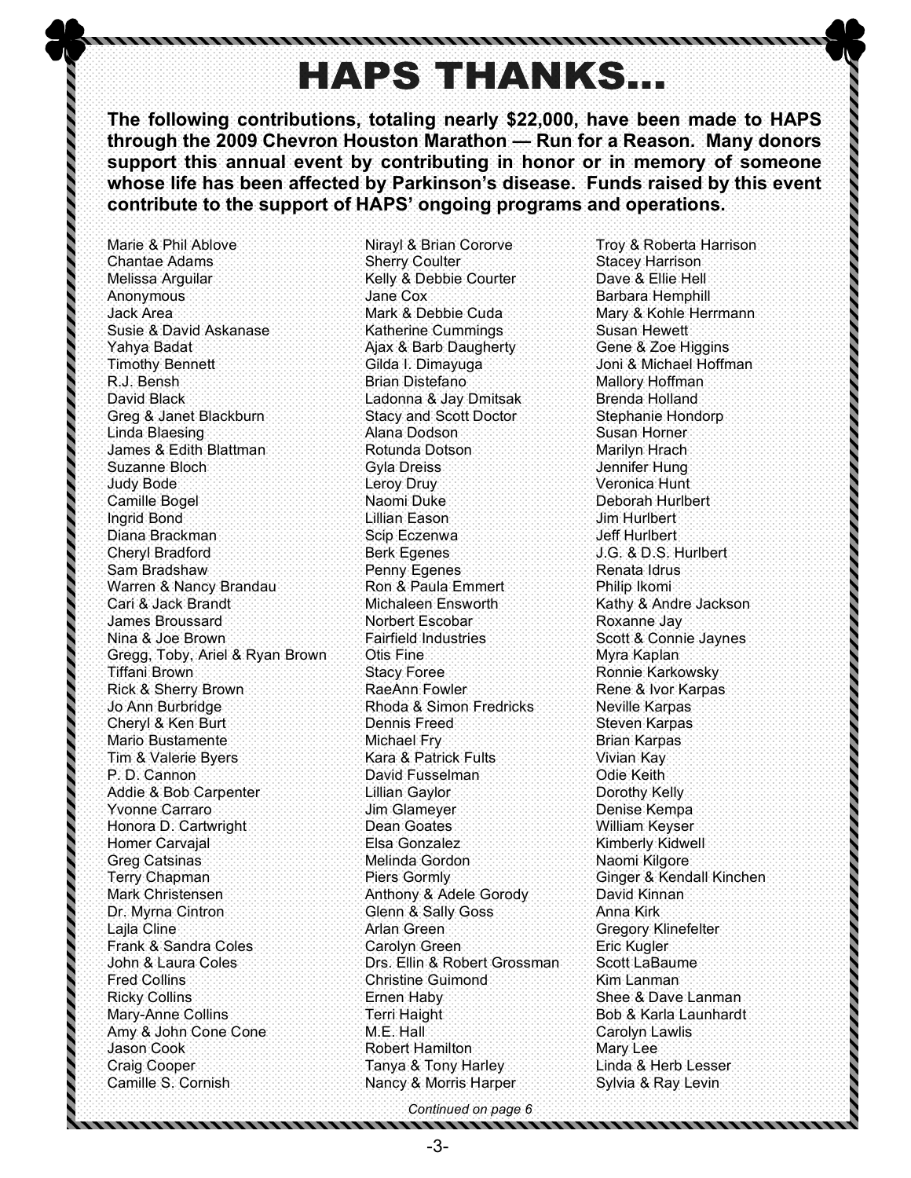# HAPS THANKS…

**The following contributions, totaling nearly $22,000, have been made to HAPS through the 2009 Chevron Houston Marathon — Run for a Reason. Many donors support this annual event by contributing in honor or in memory of someone whose life has been affected by Parkinson's disease. Funds raised by this event contribute to the support of HAPS' ongoing programs and operations.**

Marie & Phil Ablove
Chantae Adams
Melissa Arguilar
Anonymous
Jack Area
Susie & David Askanase
Yahya Badat
Timothy Bennett
R.J. Bensh
David Black
Greg & Janet Blackburn
Linda Blaesing
James & Edith Blattman
Suzanne Bloch
Judy Bode
Camille Bogel
Ingrid Bond
Diana Brackman
Cheryl Bradford
Sam Bradshaw
Warren & Nancy Brandau
Cari & Jack Brandt
James Broussard
Nina & Joe Brown
Gregg, Toby, Ariel & Ryan Brown
Tiffani Brown
Rick & Sherry Brown
Jo Ann Burbridge
Cheryl & Ken Burt
Mario Bustamente
Tim & Valerie Byers
P. D. Cannon
Addie & Bob Carpenter
Yvonne Carraro
Honora D. Cartwright
Homer Carvajal
Greg Catsinas
Terry Chapman
Mark Christensen
Dr. Myrna Cintron
Lajla Cline
Frank & Sandra Coles
John & Laura Coles
Fred Collins
Ricky Collins
Mary-Anne Collins
Amy & John Cone Cone
Jason Cook
Craig Cooper
Camille S. Cornish

Nirayl & Brian Cororve
Sherry Coulter
Kelly & Debbie Courter
Jane Cox
Mark & Debbie Cuda
Katherine Cummings
Ajax & Barb Daugherty
Gilda I. Dimayuga
Brian Distefano
Ladonna & Jay Dmitsak
Stacy and Scott Doctor
Alana Dodson
Rotunda Dotson
Gyla Dreiss
Leroy Druy
Naomi Duke
Lillian Eason
Scip Eczenwa
Berk Egenes
Penny Egenes
Ron & Paula Emmert
Michaleen Ensworth
Norbert Escobar
Fairfield Industries
Otis Fine
Stacy Foree
RaeAnn Fowler
Rhoda & Simon Fredricks
Dennis Freed
Michael Fry
Kara & Patrick Fults
David Fusselman
Lillian Gaylor
Jim Glameyer
Dean Goates
Elsa Gonzalez
Melinda Gordon
Piers Gormly
Anthony & Adele Gorody
Glenn & Sally Goss
Arlan Green
Carolyn Green
Drs. Ellin & Robert Grossman
Christine Guimond
Ernen Haby
Terri Haight
M.E. Hall
Robert Hamilton
Tanya & Tony Harley
Nancy & Morris Harper

Troy & Roberta Harrison
Stacey Harrison
Dave & Ellie Hell
Barbara Hemphill
Mary & Kohle Herrmann
Susan Hewett
Gene & Zoe Higgins
Joni & Michael Hoffman
Mallory Hoffman
Brenda Holland
Stephanie Hondorp
Susan Horner
Marilyn Hrach
Jennifer Hung
Veronica Hunt
Deborah Hurlbert
Jim Hurlbert
Jeff Hurlbert
J.G. & D.S. Hurlbert
Renata Idrus
Philip Ikomi
Kathy & Andre Jackson
Roxanne Jay
Scott & Connie Jaynes
Myra Kaplan
Ronnie Karkowsky
Rene & Ivor Karpas
Neville Karpas
Steven Karpas
Brian Karpas
Vivian Kay
Odie Keith
Dorothy Kelly
Denise Kempa
William Keyser
Kimberly Kidwell
Naomi Kilgore
Ginger & Kendall Kinchen
David Kinnan
Anna Kirk
Gregory Klinefelter
Eric Kugler
Scott LaBaume
Kim Lanman
Shee & Dave Lanman
Bob & Karla Launhardt
Carolyn Lawlis
Mary Lee
Linda & Herb Lesser
Sylvia & Ray Levin

*Continued on page 6*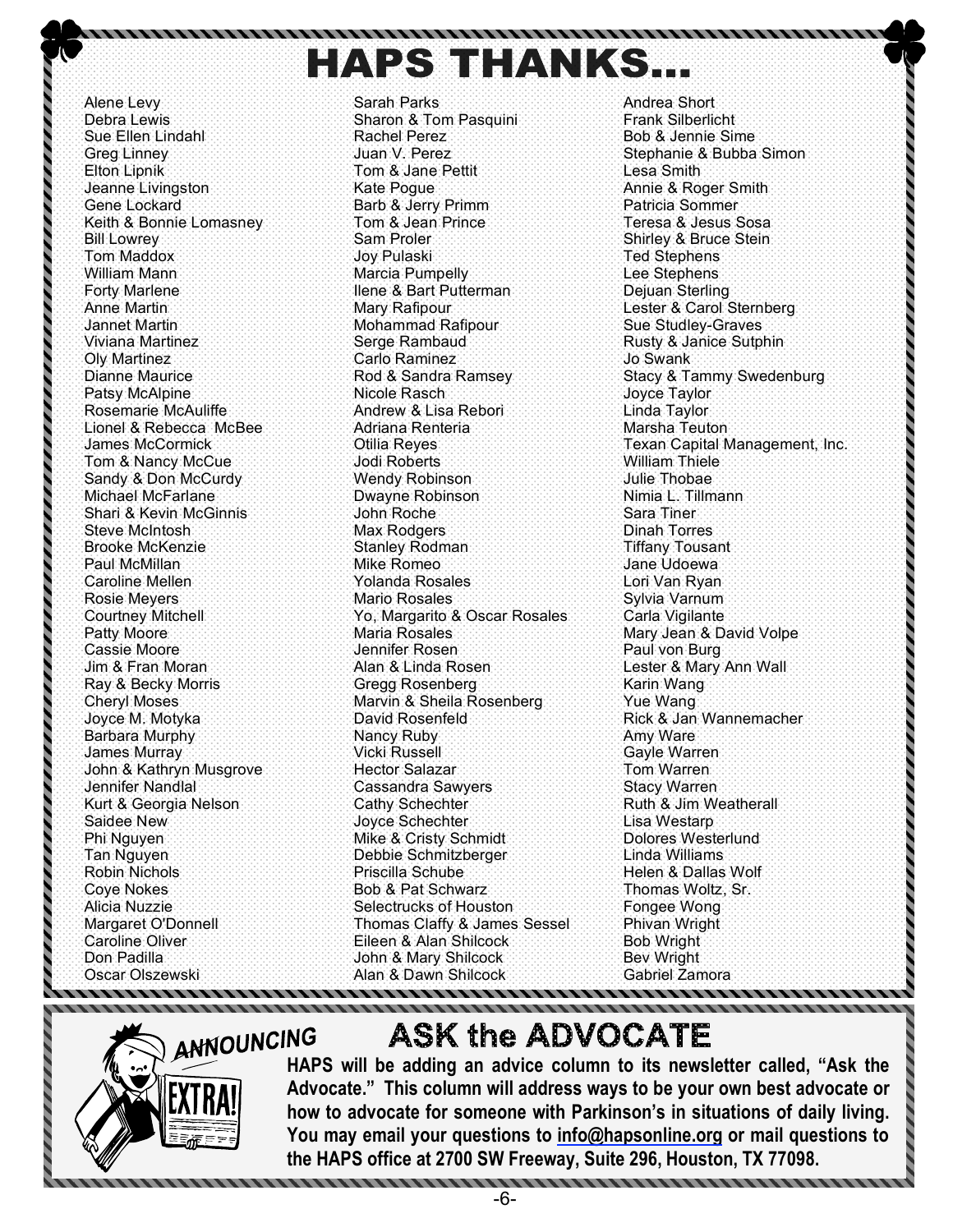# HAPS THANKS...

Alene Levy
Debra Lewis
Sue Ellen Lindahl
Greg Linney
Elton Lipnik
Jeanne Livingston
Gene Lockard
Keith & Bonnie Lomasney
Bill Lowrey
Tom Maddox
William Mann
Forty Marlene
Anne Martin
Jannet Martin
Viviana Martinez
Oly Martinez
Dianne Maurice
Patsy McAlpine
Rosemarie McAuliffe
Lionel & Rebecca McBee
James McCormick
Tom & Nancy McCue
Sandy & Don McCurdy
Michael McFarlane
Shari & Kevin McGinnis
Steve McIntosh
Brooke McKenzie
Paul McMillan
Caroline Mellen
Rosie Meyers
Courtney Mitchell
Patty Moore
Cassie Moore
Jim & Fran Moran
Ray & Becky Morris
Cheryl Moses
Joyce M. Motyka
Barbara Murphy
James Murray
John & Kathryn Musgrove
Jennifer Nandlal
Kurt & Georgia Nelson
Saidee New
Phi Nguyen
Tan Nguyen
Robin Nichols
Coye Nokes
Alicia Nuzzie
Margaret O'Donnell
Caroline Oliver
Don Padilla
Oscar Olszewski
Sarah Parks
Sharon & Tom Pasquini
Rachel Perez
Juan V. Perez
Tom & Jane Pettit
Kate Pogue
Barb & Jerry Primm
Tom & Jean Prince
Sam Proler
Joy Pulaski
Marcia Pumpelly
Ilene & Bart Putterman
Mary Rafipour
Mohammad Rafipour
Serge Rambaud
Carlo Raminez
Rod & Sandra Ramsey
Nicole Rasch
Andrew & Lisa Rebori
Adriana Renteria
Otilia Reyes
Jodi Roberts
Wendy Robinson
Dwayne Robinson
John Roche
Max Rodgers
Stanley Rodman
Mike Romeo
Yolanda Rosales
Mario Rosales
Yo, Margarito & Oscar Rosales
Maria Rosales
Jennifer Rosen
Alan & Linda Rosen
Gregg Rosenberg
Marvin & Sheila Rosenberg
David Rosenfeld
Nancy Ruby
Vicki Russell
Hector Salazar
Cassandra Sawyers
Cathy Schechter
Joyce Schechter
Mike & Cristy Schmidt
Debbie Schmitzberger
Priscilla Schube
Bob & Pat Schwarz
Selectrucks of Houston
Thomas Claffy & James Sessel
Eileen & Alan Shilcock
John & Mary Shilcock
Alan & Dawn Shilcock
Andrea Short
Frank Silberlicht
Bob & Jennie Sime
Stephanie & Bubba Simon
Lesa Smith
Annie & Roger Smith
Patricia Sommer
Teresa & Jesus Sosa
Shirley & Bruce Stein
Ted Stephens
Lee Stephens
Dejuan Sterling
Lester & Carol Sternberg
Sue Studley-Graves
Rusty & Janice Sutphin
Jo Swank
Stacy & Tammy Swedenburg
Joyce Taylor
Linda Taylor
Marsha Teuton
Texan Capital Management, Inc.
William Thiele
Julie Thobae
Nimia L. Tillmann
Sara Tiner
Dinah Torres
Tiffany Tousant
Jane Udoewa
Lori Van Ryan
Sylvia Varnum
Carla Vigilante
Mary Jean & David Volpe
Paul von Burg
Lester & Mary Ann Wall
Karin Wang
Yue Wang
Rick & Jan Wannemacher
Amy Ware
Gayle Warren
Tom Warren
Stacy Warren
Ruth & Jim Weatherall
Lisa Westarp
Dolores Westerlund
Linda Williams
Helen & Dallas Wolf
Thomas Woltz, Sr.
Fongee Wong
Phivan Wright
Bob Wright
Bev Wright
Gabriel Zamora

*ANNOUNCING*

# ASK the ADVOCATE

**HAPS will be adding an advice column to its newsletter called, "Ask the Advocate." This column will address ways to be your own best advocate or how to advocate for someone with Parkinson's in situations of daily living. You may email your questions to info@hapsonline.org or mail questions to the HAPS office at 2700 SW Freeway, Suite 296, Houston, TX 77098.**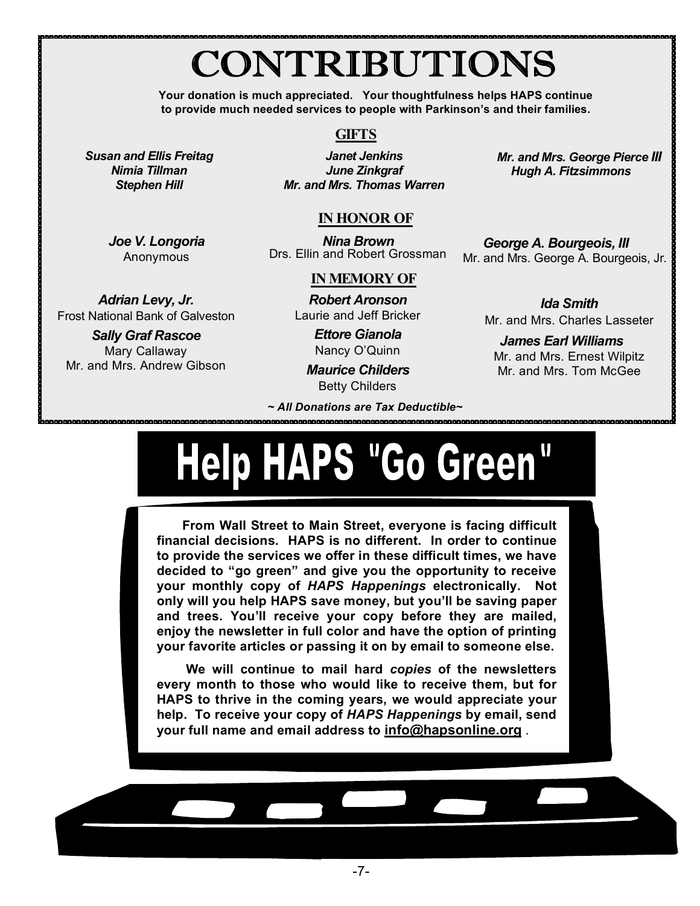# CONTRIBUTIONS

**Your donation is much appreciated. Your thoughtfulness helps HAPS continue to provide much needed services to people with Parkinson's and their families.**

## GIFTS

***Susan and Ellis Freitag***
***Nimia Tillman***
***Stephen Hill***

***Janet Jenkins***
***June Zinkgraf***
***Mr. and Mrs. Thomas Warren***

***Mr. and Mrs. George Pierce III***
***Hugh A. Fitzsimmons***

## IN HONOR OF

***Joe V. Longoria***
Anonymous

***Nina Brown***
Drs. Ellin and Robert Grossman

***George A. Bourgeois, III***
Mr. and Mrs. George A. Bourgeois, Jr.

## IN MEMORY OF

***Adrian Levy, Jr.***
Frost National Bank of Galveston

***Sally Graf Rascoe***
Mary Callaway
Mr. and Mrs. Andrew Gibson

***Robert Aronson***
Laurie and Jeff Bricker

***Ettore Gianola***
Nancy O'Quinn

***Maurice Childers***
Betty Childers

***Ida Smith***
Mr. and Mrs. Charles Lasseter

***James Earl Williams***
Mr. and Mrs. Ernest Wilpitz
Mr. and Mrs. Tom McGee

***~ All Donations are Tax Deductible~***

# Help HAPS "Go Green"

**From Wall Street to Main Street, everyone is facing difficult financial decisions. HAPS is no different. In order to continue to provide the services we offer in these difficult times, we have decided to "go green" and give you the opportunity to receive your monthly copy of *HAPS Happenings* electronically. Not only will you help HAPS save money, but you'll be saving paper and trees. You'll receive your copy before they are mailed, enjoy the newsletter in full color and have the option of printing your favorite articles or passing it on by email to someone else.**

**We will continue to mail hard *copies* of the newsletters every month to those who would like to receive them, but for HAPS to thrive in the coming years, we would appreciate your help. To receive your copy of *HAPS Happenings* by email, send your full name and email address to info@hapsonline.org .**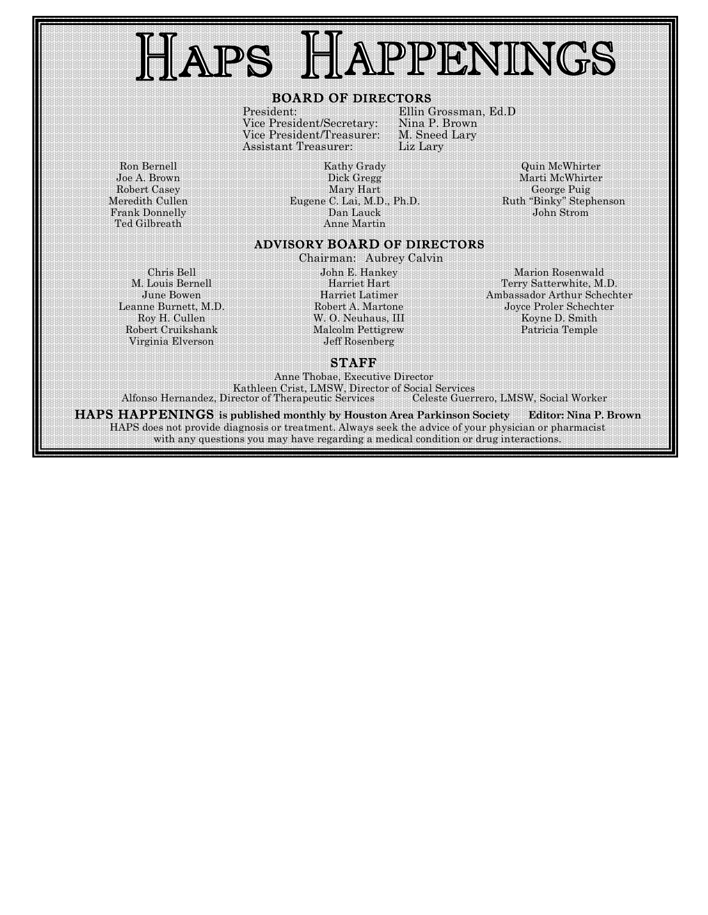# HAPS HAPPENINGS

## BOARD OF DIRECTORS

President: Ellin Grossman, Ed.D
Vice President/Secretary: Nina P. Brown
Vice President/Treasurer: M. Sneed Lary
Assistant Treasurer: Liz Lary

Ron Bernell
Joe A. Brown
Robert Casey
Meredith Cullen
Frank Donnelly
Ted Gilbreath
Kathy Grady
Dick Gregg
Mary Hart
Eugene C. Lai, M.D., Ph.D.
Dan Lauck
Anne Martin
Quin McWhirter
Marti McWhirter
George Puig
Ruth "Binky" Stephenson
John Strom

## ADVISORY BOARD OF DIRECTORS

Chairman: Aubrey Calvin

Chris Bell
M. Louis Bernell
June Bowen
Leanne Burnett, M.D.
Roy H. Cullen
Robert Cruikshank
Virginia Elverson
John E. Hankey
Harriet Hart
Harriet Latimer
Robert A. Martone
W. O. Neuhaus, III
Malcolm Pettigrew
Jeff Rosenberg
Marion Rosenwald
Terry Satterwhite, M.D.
Ambassador Arthur Schechter
Joyce Proler Schechter
Koyne D. Smith
Patricia Temple

## STAFF

Anne Thobae, Executive Director
Kathleen Crist, LMSW, Director of Social Services
Alfonso Hernandez, Director of Therapeutic Services
Celeste Guerrero, LMSW, Social Worker

**HAPS HAPPENINGS is published monthly by Houston Area Parkinson Society** **Editor: Nina P. Brown**

HAPS does not provide diagnosis or treatment. Always seek the advice of your physician or pharmacist with any questions you may have regarding a medical condition or drug interactions.